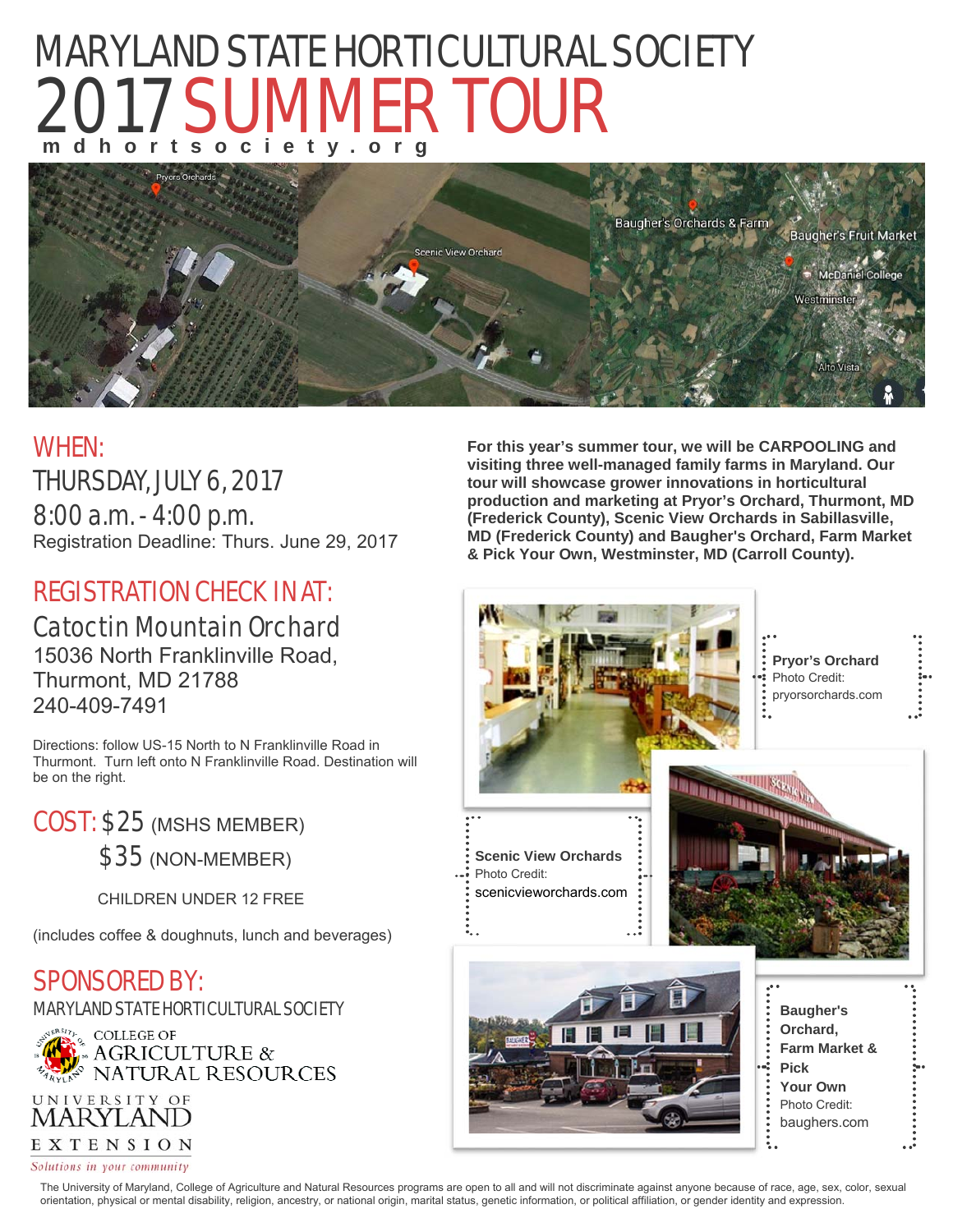# MARYLAND STATE HORTICULTURAL SOCIETY

# 2017 SUMMER TOUR

mdhortsociety.org

## WHEN:

THURSDAY, JULY 6, 2017

8:00 a.m. - 4:00 p.m.

Registration Deadline: Thurs. June 29, 2017

## REGISTRATION CHECK IN AT:

Catoctin Mountain Orchard

15036 North Franklinville Road,
Thurmont, MD 21788
240-409-7491

Directions: follow US-15 North to N Franklinville Road in Thurmont. Turn left onto N Franklinville Road. Destination will be on the right.

## COST:

$25 (MSHS MEMBER)

$35 (NON-MEMBER)

CHILDREN UNDER 12 FREE

(includes coffee & doughnuts, lunch and beverages)

## SPONSORED BY:

MARYLAND STATE HORTICULTURAL SOCIETY

COLLEGE OF AGRICULTURE & NATURAL RESOURCES

UNIVERSITY OF MARYLAND EXTENSION

*Solutions in your community*

**For this year's summer tour, we will be CARPOOLING and visiting three well-managed family farms in Maryland. Our tour will showcase grower innovations in horticultural production and marketing at Pryor's Orchard, Thurmont, MD (Frederick County), Scenic View Orchards in Sabillasville, MD (Frederick County) and Baugher's Orchard, Farm Market & Pick Your Own, Westminster, MD (Carroll County).**

**Pryor's Orchard**
Photo Credit:
pryorsorchards.com

**Scenic View Orchards**
Photo Credit:
scenicvieworchards.com

**Baugher's Orchard, Farm Market & Pick Your Own**
Photo Credit:
baughers.com

The University of Maryland, College of Agriculture and Natural Resources programs are open to all and will not discriminate against anyone because of race, age, sex, color, sexual orientation, physical or mental disability, religion, ancestry, or national origin, marital status, genetic information, or political affiliation, or gender identity and expression.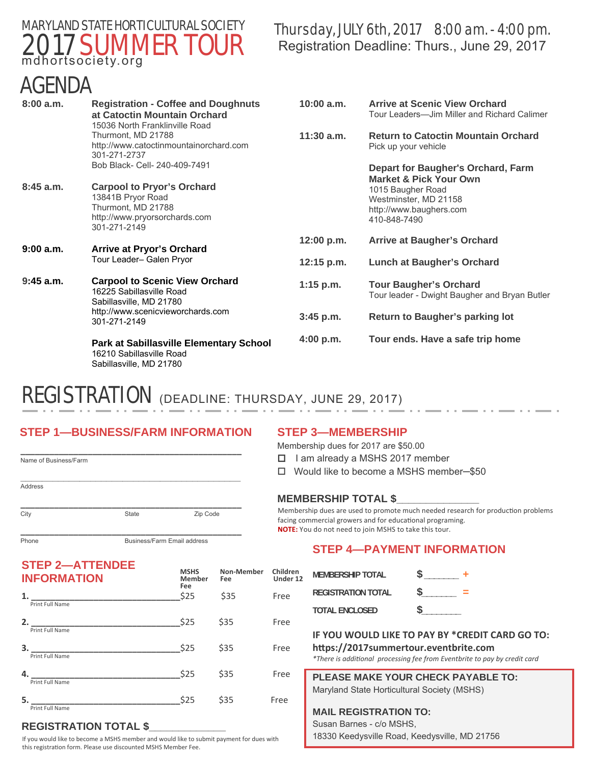MARYLAND STATE HORTICULTURAL SOCIETY

# 2017 SUMMER TOUR

mdhortsociety.org

Thursday, JULY 6th, 2017 8:00 a.m. - 4:00 pm.

Registration Deadline: Thurs., June 29, 2017

## AGENDA

**8:00 a.m.** **Registration - Coffee and Doughnuts at Catoctin Mountain Orchard**
15036 North Franklinville Road
Thurmont, MD 21788
http://www.catoctinmountainorchard.com
301-271-2737
Bob Black- Cell- 240-409-7491

**8:45 a.m.** **Carpool to Pryor's Orchard**
13841B Pryor Road
Thurmont, MD 21788
http://www.pryorsorchards.com
301-271-2149

**9:00 a.m.** **Arrive at Pryor's Orchard**
Tour Leader– Galen Pryor

**9:45 a.m.** **Carpool to Scenic View Orchard**
16225 Sabillasville Road
Sabillasville, MD 21780
http://www.scenicvieworchards.com
301-271-2149

**Park at Sabillasville Elementary School**
16210 Sabillasville Road
Sabillasville, MD 21780

**10:00 a.m.** **Arrive at Scenic View Orchard**
Tour Leaders—Jim Miller and Richard Calimer

**11:30 a.m.** **Return to Catoctin Mountain Orchard**
Pick up your vehicle

**Depart for Baugher's Orchard, Farm Market & Pick Your Own**
1015 Baugher Road
Westminster, MD 21158
http://www.baughers.com
410-848-7490

**12:00 p.m.** **Arrive at Baugher's Orchard**

**12:15 p.m.** **Lunch at Baugher's Orchard**

**1:15 p.m.** **Tour Baugher's Orchard**
Tour leader - Dwight Baugher and Bryan Butler

**3:45 p.m.** **Return to Baugher's parking lot**

**4:00 p.m.** **Tour ends. Have a safe trip home**

## REGISTRATION (DEADLINE: THURSDAY, JUNE 29, 2017)

### STEP 1—BUSINESS/FARM INFORMATION

_______________________________________
Name of Business/Farm

_______________________________________
Address

_______________________________________
City State Zip Code

_______________________________________
Phone Business/Farm Email address

### STEP 2—ATTENDEE INFORMATION

| | MSHS Member Fee | Non-Member Fee | Children Under 12 |
|---|---|---|---|
| 1. ______________________ Print Full Name | $25 | $35 | Free |
| 2. ______________________ Print Full Name | $25 | $35 | Free |
| 3. ______________________ Print Full Name | $25 | $35 | Free |
| 4. ______________________ Print Full Name | $25 | $35 | Free |
| 5. ______________________ Print Full Name | $25 | $35 | Free |

**REGISTRATION TOTAL $**_____________

If you would like to become a MSHS member and would like to submit payment for dues with this registration form. Please use discounted MSHS Member Fee.

### STEP 3—MEMBERSHIP

Membership dues for 2017 are $50.00

- ☐ I am already a MSHS 2017 member
- ☐ Would like to become a MSHS member–$50

**MEMBERSHIP TOTAL $**______________

Membership dues are used to promote much needed research for production problems facing commercial growers and for educational programing.
**NOTE:** You do not need to join MSHS to take this tour.

### STEP 4—PAYMENT INFORMATION

MEMBERSHIP TOTAL $______ +
REGISTRATION TOTAL $______ =
TOTAL ENCLOSED $_______

**IF YOU WOULD LIKE TO PAY BY *CREDIT CARD GO TO: https://2017summertour.eventbrite.com**
*\*There is additional processing fee from Eventbrite to pay by credit card*

**PLEASE MAKE YOUR CHECK PAYABLE TO:**
Maryland State Horticultural Society (MSHS)

**MAIL REGISTRATION TO:**
Susan Barnes - c/o MSHS,
18330 Keedysville Road, Keedysville, MD 21756